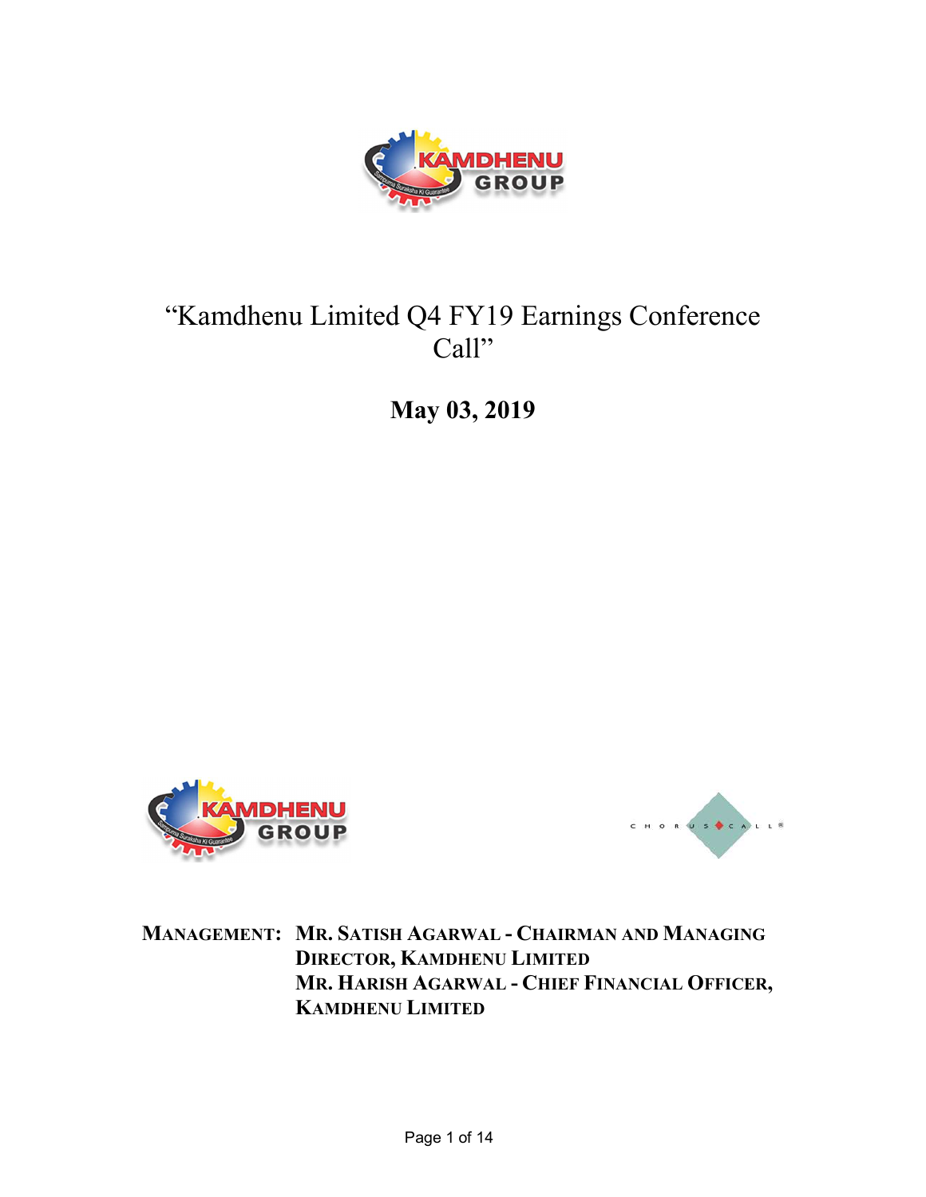# "Kamdhenu Limited Q4 FY19 Earnings Conference Call"

**May 03, 2019**

**MANAGEMENT: MR. SATISH AGARWAL - CHAIRMAN AND MANAGING DIRECTOR, KAMDHENU LIMITED**
**MR. HARISH AGARWAL - CHIEF FINANCIAL OFFICER, KAMDHENU LIMITED**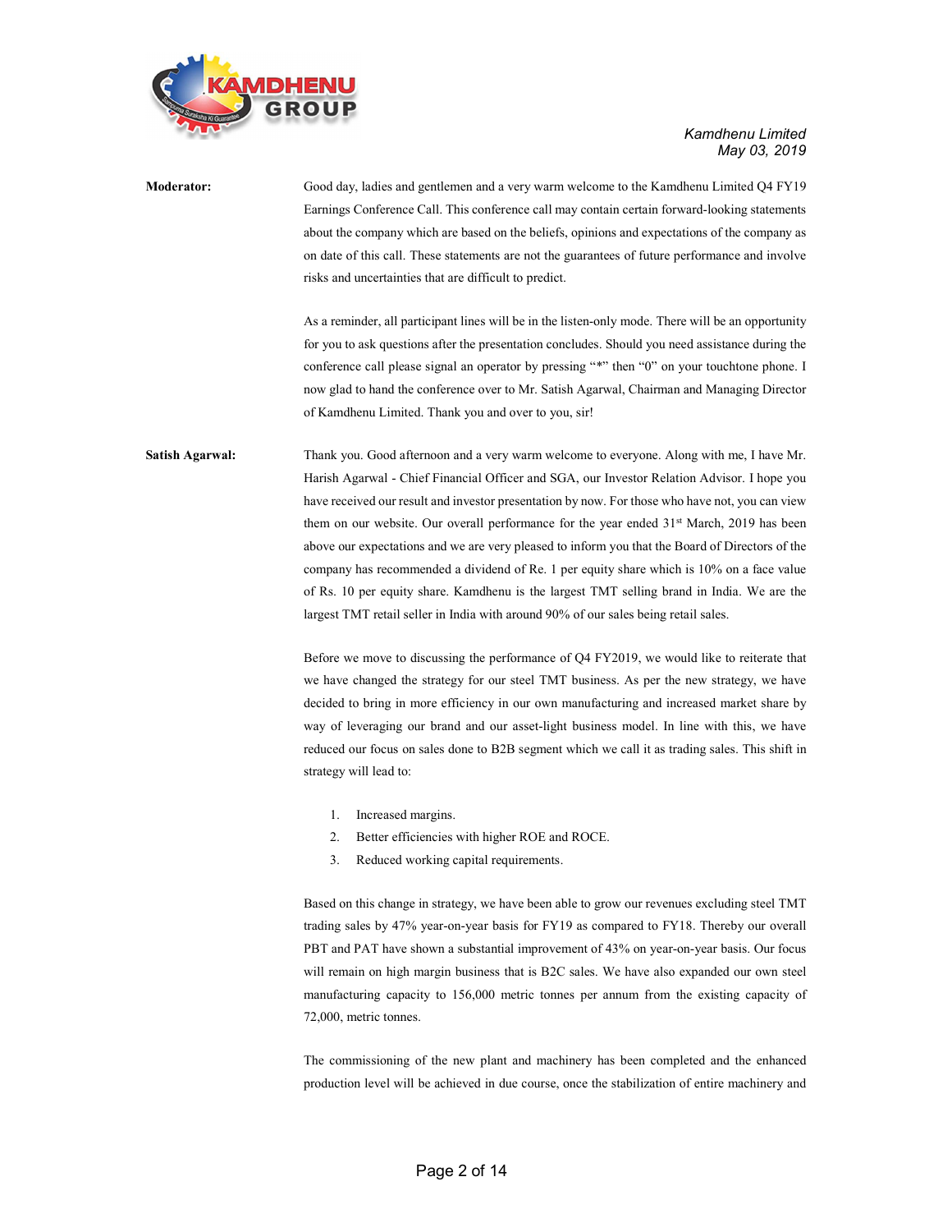**Moderator:** Good day, ladies and gentlemen and a very warm welcome to the Kamdhenu Limited Q4 FY19 Earnings Conference Call. This conference call may contain certain forward-looking statements about the company which are based on the beliefs, opinions and expectations of the company as on date of this call. These statements are not the guarantees of future performance and involve risks and uncertainties that are difficult to predict.

As a reminder, all participant lines will be in the listen-only mode. There will be an opportunity for you to ask questions after the presentation concludes. Should you need assistance during the conference call please signal an operator by pressing "*" then "0" on your touchtone phone. I now glad to hand the conference over to Mr. Satish Agarwal, Chairman and Managing Director of Kamdhenu Limited. Thank you and over to you, sir!

**Satish Agarwal:** Thank you. Good afternoon and a very warm welcome to everyone. Along with me, I have Mr. Harish Agarwal - Chief Financial Officer and SGA, our Investor Relation Advisor. I hope you have received our result and investor presentation by now. For those who have not, you can view them on our website. Our overall performance for the year ended 31st March, 2019 has been above our expectations and we are very pleased to inform you that the Board of Directors of the company has recommended a dividend of Re. 1 per equity share which is 10% on a face value of Rs. 10 per equity share. Kamdhenu is the largest TMT selling brand in India. We are the largest TMT retail seller in India with around 90% of our sales being retail sales.

Before we move to discussing the performance of Q4 FY2019, we would like to reiterate that we have changed the strategy for our steel TMT business. As per the new strategy, we have decided to bring in more efficiency in our own manufacturing and increased market share by way of leveraging our brand and our asset-light business model. In line with this, we have reduced our focus on sales done to B2B segment which we call it as trading sales. This shift in strategy will lead to:

1. Increased margins.
2. Better efficiencies with higher ROE and ROCE.
3. Reduced working capital requirements.

Based on this change in strategy, we have been able to grow our revenues excluding steel TMT trading sales by 47% year-on-year basis for FY19 as compared to FY18. Thereby our overall PBT and PAT have shown a substantial improvement of 43% on year-on-year basis. Our focus will remain on high margin business that is B2C sales. We have also expanded our own steel manufacturing capacity to 156,000 metric tonnes per annum from the existing capacity of 72,000, metric tonnes.

The commissioning of the new plant and machinery has been completed and the enhanced production level will be achieved in due course, once the stabilization of entire machinery and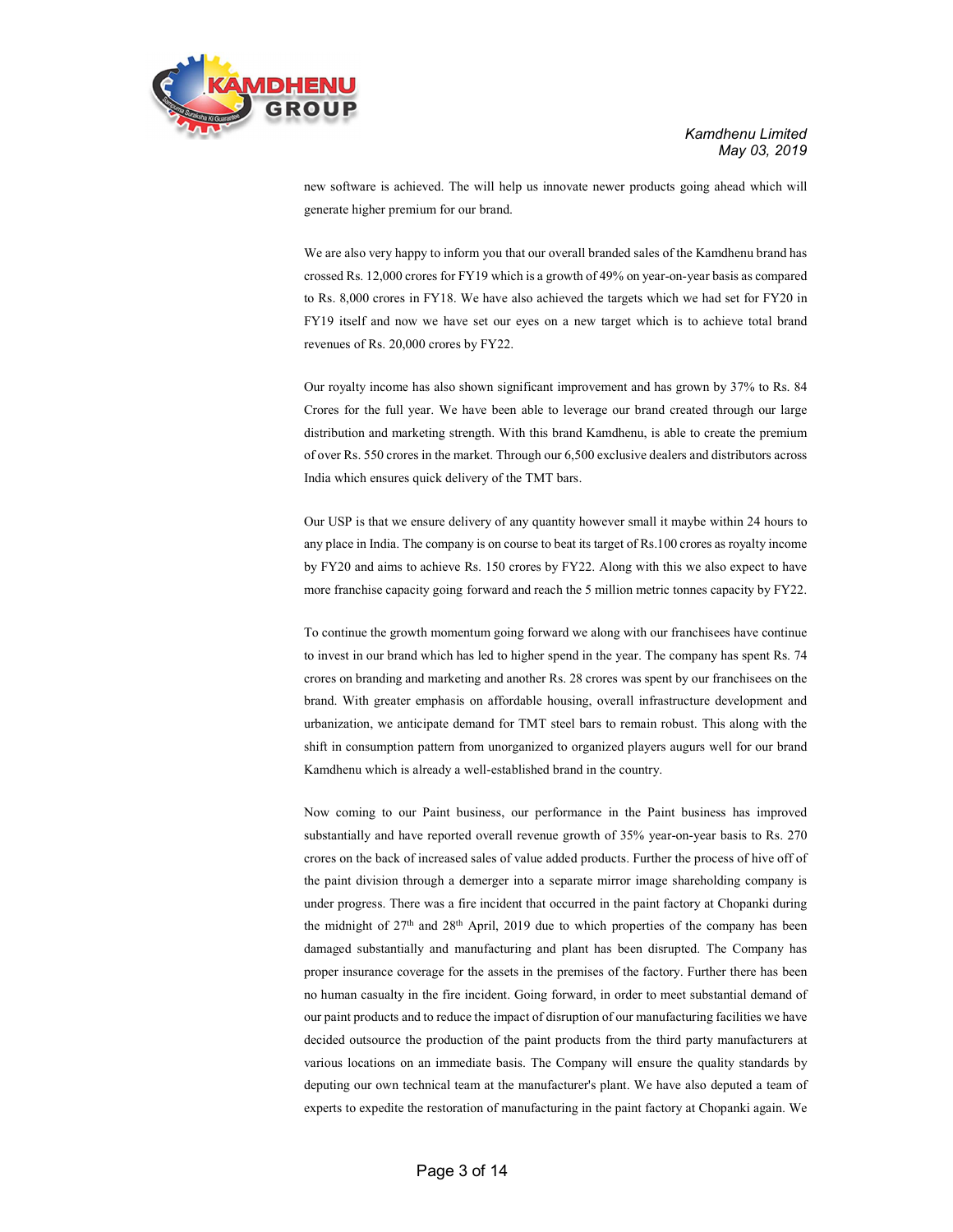new software is achieved. The will help us innovate newer products going ahead which will generate higher premium for our brand.

We are also very happy to inform you that our overall branded sales of the Kamdhenu brand has crossed Rs. 12,000 crores for FY19 which is a growth of 49% on year-on-year basis as compared to Rs. 8,000 crores in FY18. We have also achieved the targets which we had set for FY20 in FY19 itself and now we have set our eyes on a new target which is to achieve total brand revenues of Rs. 20,000 crores by FY22.

Our royalty income has also shown significant improvement and has grown by 37% to Rs. 84 Crores for the full year. We have been able to leverage our brand created through our large distribution and marketing strength. With this brand Kamdhenu, is able to create the premium of over Rs. 550 crores in the market. Through our 6,500 exclusive dealers and distributors across India which ensures quick delivery of the TMT bars.

Our USP is that we ensure delivery of any quantity however small it maybe within 24 hours to any place in India. The company is on course to beat its target of Rs.100 crores as royalty income by FY20 and aims to achieve Rs. 150 crores by FY22. Along with this we also expect to have more franchise capacity going forward and reach the 5 million metric tonnes capacity by FY22.

To continue the growth momentum going forward we along with our franchisees have continue to invest in our brand which has led to higher spend in the year. The company has spent Rs. 74 crores on branding and marketing and another Rs. 28 crores was spent by our franchisees on the brand. With greater emphasis on affordable housing, overall infrastructure development and urbanization, we anticipate demand for TMT steel bars to remain robust. This along with the shift in consumption pattern from unorganized to organized players augurs well for our brand Kamdhenu which is already a well-established brand in the country.

Now coming to our Paint business, our performance in the Paint business has improved substantially and have reported overall revenue growth of 35% year-on-year basis to Rs. 270 crores on the back of increased sales of value added products. Further the process of hive off of the paint division through a demerger into a separate mirror image shareholding company is under progress. There was a fire incident that occurred in the paint factory at Chopanki during the midnight of 27th and 28th April, 2019 due to which properties of the company has been damaged substantially and manufacturing and plant has been disrupted. The Company has proper insurance coverage for the assets in the premises of the factory. Further there has been no human casualty in the fire incident. Going forward, in order to meet substantial demand of our paint products and to reduce the impact of disruption of our manufacturing facilities we have decided outsource the production of the paint products from the third party manufacturers at various locations on an immediate basis. The Company will ensure the quality standards by deputing our own technical team at the manufacturer's plant. We have also deputed a team of experts to expedite the restoration of manufacturing in the paint factory at Chopanki again. We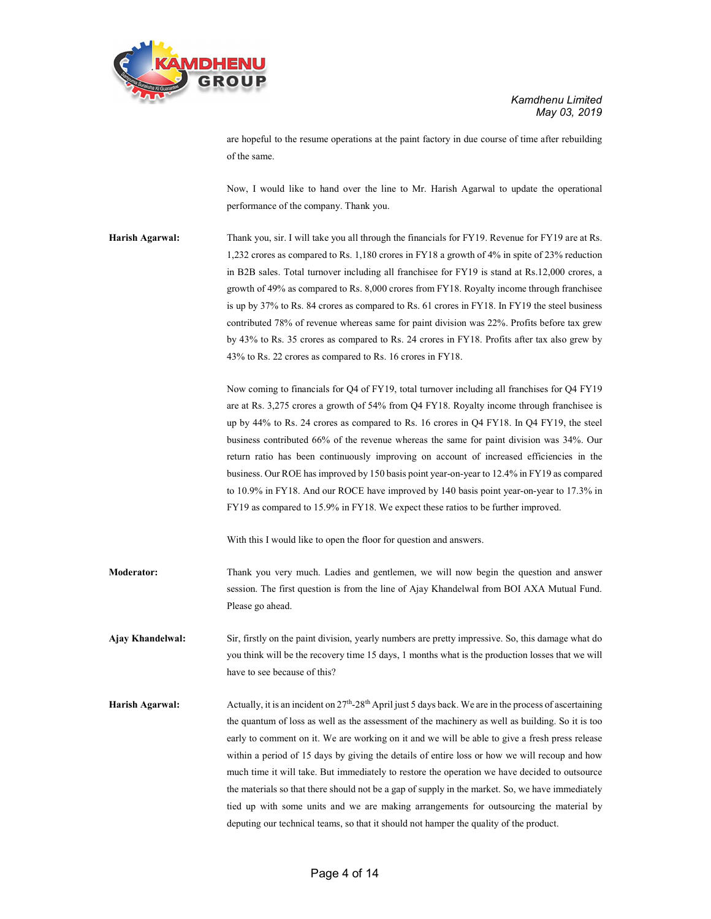are hopeful to the resume operations at the paint factory in due course of time after rebuilding of the same.

Now, I would like to hand over the line to Mr. Harish Agarwal to update the operational performance of the company. Thank you.

**Harish Agarwal:** Thank you, sir. I will take you all through the financials for FY19. Revenue for FY19 are at Rs. 1,232 crores as compared to Rs. 1,180 crores in FY18 a growth of 4% in spite of 23% reduction in B2B sales. Total turnover including all franchisee for FY19 is stand at Rs.12,000 crores, a growth of 49% as compared to Rs. 8,000 crores from FY18. Royalty income through franchisee is up by 37% to Rs. 84 crores as compared to Rs. 61 crores in FY18. In FY19 the steel business contributed 78% of revenue whereas same for paint division was 22%. Profits before tax grew by 43% to Rs. 35 crores as compared to Rs. 24 crores in FY18. Profits after tax also grew by 43% to Rs. 22 crores as compared to Rs. 16 crores in FY18.

Now coming to financials for Q4 of FY19, total turnover including all franchises for Q4 FY19 are at Rs. 3,275 crores a growth of 54% from Q4 FY18. Royalty income through franchisee is up by 44% to Rs. 24 crores as compared to Rs. 16 crores in Q4 FY18. In Q4 FY19, the steel business contributed 66% of the revenue whereas the same for paint division was 34%. Our return ratio has been continuously improving on account of increased efficiencies in the business. Our ROE has improved by 150 basis point year-on-year to 12.4% in FY19 as compared to 10.9% in FY18. And our ROCE have improved by 140 basis point year-on-year to 17.3% in FY19 as compared to 15.9% in FY18. We expect these ratios to be further improved.

With this I would like to open the floor for question and answers.

**Moderator:** Thank you very much. Ladies and gentlemen, we will now begin the question and answer session. The first question is from the line of Ajay Khandelwal from BOI AXA Mutual Fund. Please go ahead.

**Ajay Khandelwal:** Sir, firstly on the paint division, yearly numbers are pretty impressive. So, this damage what do you think will be the recovery time 15 days, 1 months what is the production losses that we will have to see because of this?

**Harish Agarwal:** Actually, it is an incident on 27th-28th April just 5 days back. We are in the process of ascertaining the quantum of loss as well as the assessment of the machinery as well as building. So it is too early to comment on it. We are working on it and we will be able to give a fresh press release within a period of 15 days by giving the details of entire loss or how we will recoup and how much time it will take. But immediately to restore the operation we have decided to outsource the materials so that there should not be a gap of supply in the market. So, we have immediately tied up with some units and we are making arrangements for outsourcing the material by deputing our technical teams, so that it should not hamper the quality of the product.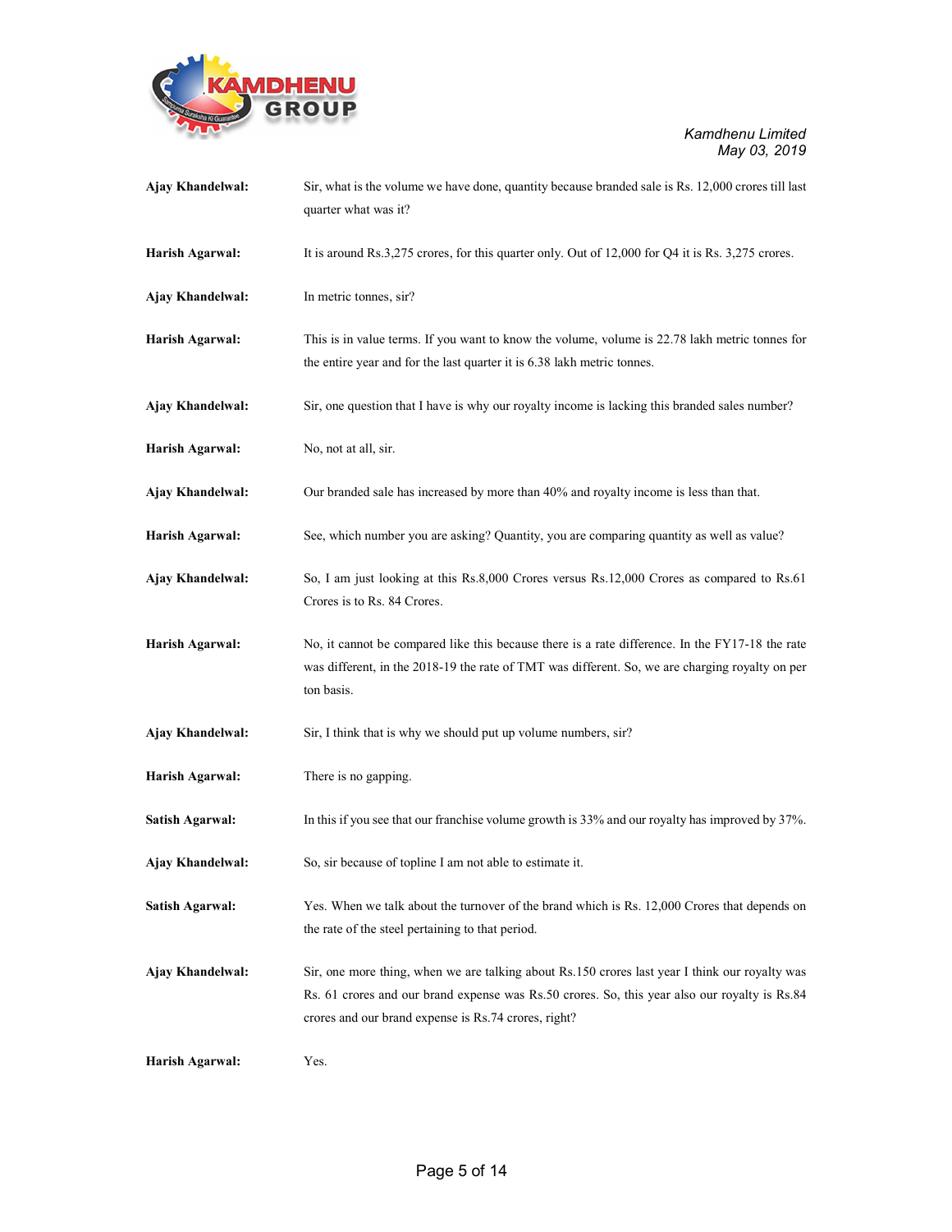**Ajay Khandelwal:** Sir, what is the volume we have done, quantity because branded sale is Rs. 12,000 crores till last quarter what was it?

**Harish Agarwal:** It is around Rs.3,275 crores, for this quarter only. Out of 12,000 for Q4 it is Rs. 3,275 crores.

**Ajay Khandelwal:** In metric tonnes, sir?

**Harish Agarwal:** This is in value terms. If you want to know the volume, volume is 22.78 lakh metric tonnes for the entire year and for the last quarter it is 6.38 lakh metric tonnes.

**Ajay Khandelwal:** Sir, one question that I have is why our royalty income is lacking this branded sales number?

**Harish Agarwal:** No, not at all, sir.

**Ajay Khandelwal:** Our branded sale has increased by more than 40% and royalty income is less than that.

**Harish Agarwal:** See, which number you are asking? Quantity, you are comparing quantity as well as value?

**Ajay Khandelwal:** So, I am just looking at this Rs.8,000 Crores versus Rs.12,000 Crores as compared to Rs.61 Crores is to Rs. 84 Crores.

**Harish Agarwal:** No, it cannot be compared like this because there is a rate difference. In the FY17-18 the rate was different, in the 2018-19 the rate of TMT was different. So, we are charging royalty on per ton basis.

**Ajay Khandelwal:** Sir, I think that is why we should put up volume numbers, sir?

**Harish Agarwal:** There is no gapping.

**Satish Agarwal:** In this if you see that our franchise volume growth is 33% and our royalty has improved by 37%.

**Ajay Khandelwal:** So, sir because of topline I am not able to estimate it.

**Satish Agarwal:** Yes. When we talk about the turnover of the brand which is Rs. 12,000 Crores that depends on the rate of the steel pertaining to that period.

**Ajay Khandelwal:** Sir, one more thing, when we are talking about Rs.150 crores last year I think our royalty was Rs. 61 crores and our brand expense was Rs.50 crores. So, this year also our royalty is Rs.84 crores and our brand expense is Rs.74 crores, right?

**Harish Agarwal:** Yes.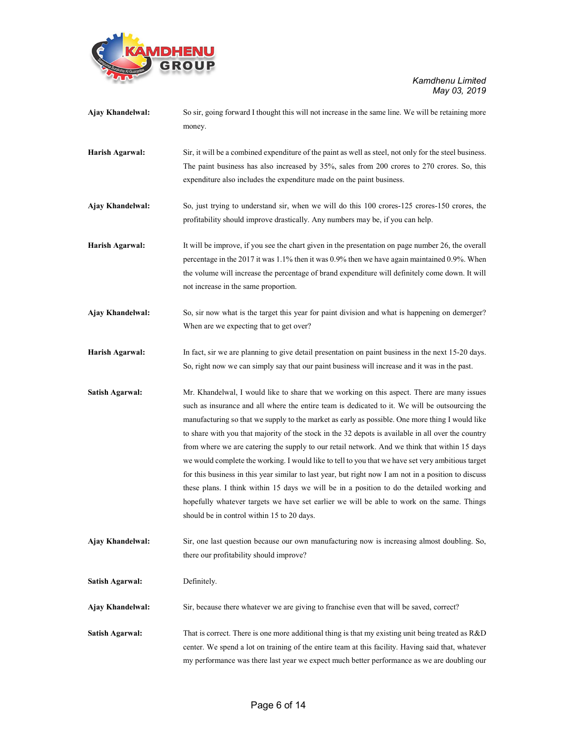**Ajay Khandelwal:** So sir, going forward I thought this will not increase in the same line. We will be retaining more money.

**Harish Agarwal:** Sir, it will be a combined expenditure of the paint as well as steel, not only for the steel business. The paint business has also increased by 35%, sales from 200 crores to 270 crores. So, this expenditure also includes the expenditure made on the paint business.

**Ajay Khandelwal:** So, just trying to understand sir, when we will do this 100 crores-125 crores-150 crores, the profitability should improve drastically. Any numbers may be, if you can help.

**Harish Agarwal:** It will be improve, if you see the chart given in the presentation on page number 26, the overall percentage in the 2017 it was 1.1% then it was 0.9% then we have again maintained 0.9%. When the volume will increase the percentage of brand expenditure will definitely come down. It will not increase in the same proportion.

**Ajay Khandelwal:** So, sir now what is the target this year for paint division and what is happening on demerger? When are we expecting that to get over?

**Harish Agarwal:** In fact, sir we are planning to give detail presentation on paint business in the next 15-20 days. So, right now we can simply say that our paint business will increase and it was in the past.

**Satish Agarwal:** Mr. Khandelwal, I would like to share that we working on this aspect. There are many issues such as insurance and all where the entire team is dedicated to it. We will be outsourcing the manufacturing so that we supply to the market as early as possible. One more thing I would like to share with you that majority of the stock in the 32 depots is available in all over the country from where we are catering the supply to our retail network. And we think that within 15 days we would complete the working. I would like to tell to you that we have set very ambitious target for this business in this year similar to last year, but right now I am not in a position to discuss these plans. I think within 15 days we will be in a position to do the detailed working and hopefully whatever targets we have set earlier we will be able to work on the same. Things should be in control within 15 to 20 days.

**Ajay Khandelwal:** Sir, one last question because our own manufacturing now is increasing almost doubling. So, there our profitability should improve?

**Satish Agarwal:** Definitely.

**Ajay Khandelwal:** Sir, because there whatever we are giving to franchise even that will be saved, correct?

**Satish Agarwal:** That is correct. There is one more additional thing is that my existing unit being treated as R&D center. We spend a lot on training of the entire team at this facility. Having said that, whatever my performance was there last year we expect much better performance as we are doubling our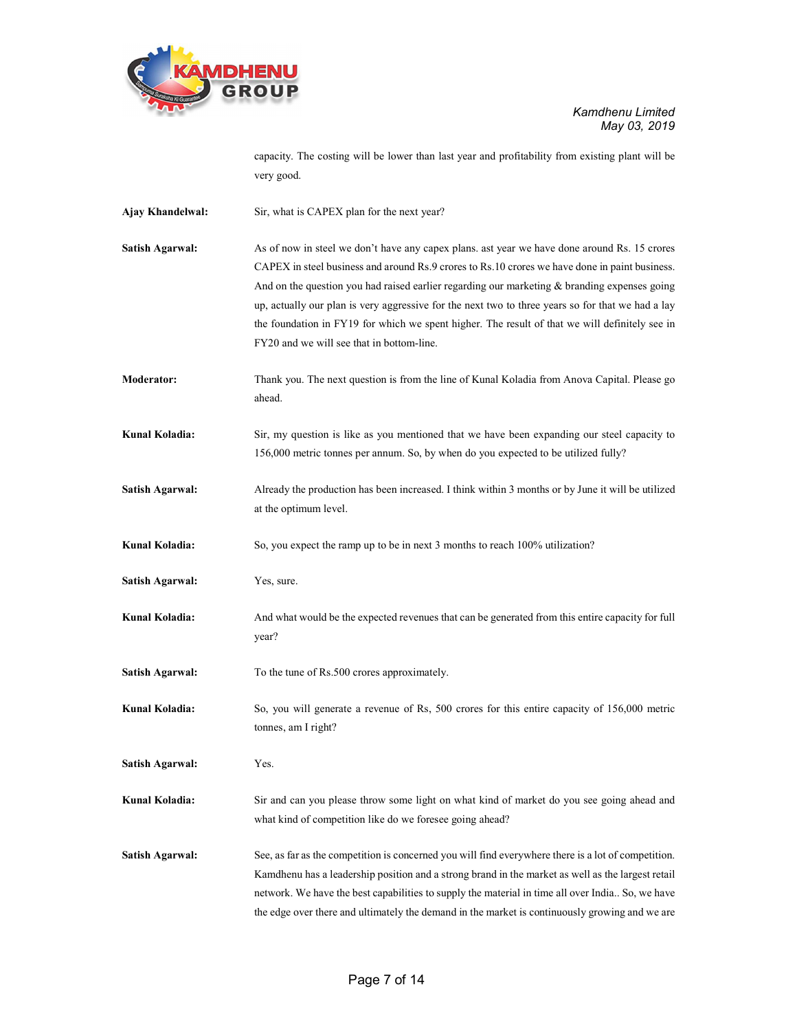capacity. The costing will be lower than last year and profitability from existing plant will be very good.

**Ajay Khandelwal:** Sir, what is CAPEX plan for the next year?

**Satish Agarwal:** As of now in steel we don't have any capex plans. ast year we have done around Rs. 15 crores CAPEX in steel business and around Rs.9 crores to Rs.10 crores we have done in paint business. And on the question you had raised earlier regarding our marketing & branding expenses going up, actually our plan is very aggressive for the next two to three years so for that we had a lay the foundation in FY19 for which we spent higher. The result of that we will definitely see in FY20 and we will see that in bottom-line.

**Moderator:** Thank you. The next question is from the line of Kunal Koladia from Anova Capital. Please go ahead.

**Kunal Koladia:** Sir, my question is like as you mentioned that we have been expanding our steel capacity to 156,000 metric tonnes per annum. So, by when do you expected to be utilized fully?

**Satish Agarwal:** Already the production has been increased. I think within 3 months or by June it will be utilized at the optimum level.

**Kunal Koladia:** So, you expect the ramp up to be in next 3 months to reach 100% utilization?

**Satish Agarwal:** Yes, sure.

**Kunal Koladia:** And what would be the expected revenues that can be generated from this entire capacity for full year?

**Satish Agarwal:** To the tune of Rs.500 crores approximately.

**Kunal Koladia:** So, you will generate a revenue of Rs, 500 crores for this entire capacity of 156,000 metric tonnes, am I right?

**Satish Agarwal:** Yes.

**Kunal Koladia:** Sir and can you please throw some light on what kind of market do you see going ahead and what kind of competition like do we foresee going ahead?

**Satish Agarwal:** See, as far as the competition is concerned you will find everywhere there is a lot of competition. Kamdhenu has a leadership position and a strong brand in the market as well as the largest retail network. We have the best capabilities to supply the material in time all over India.. So, we have the edge over there and ultimately the demand in the market is continuously growing and we are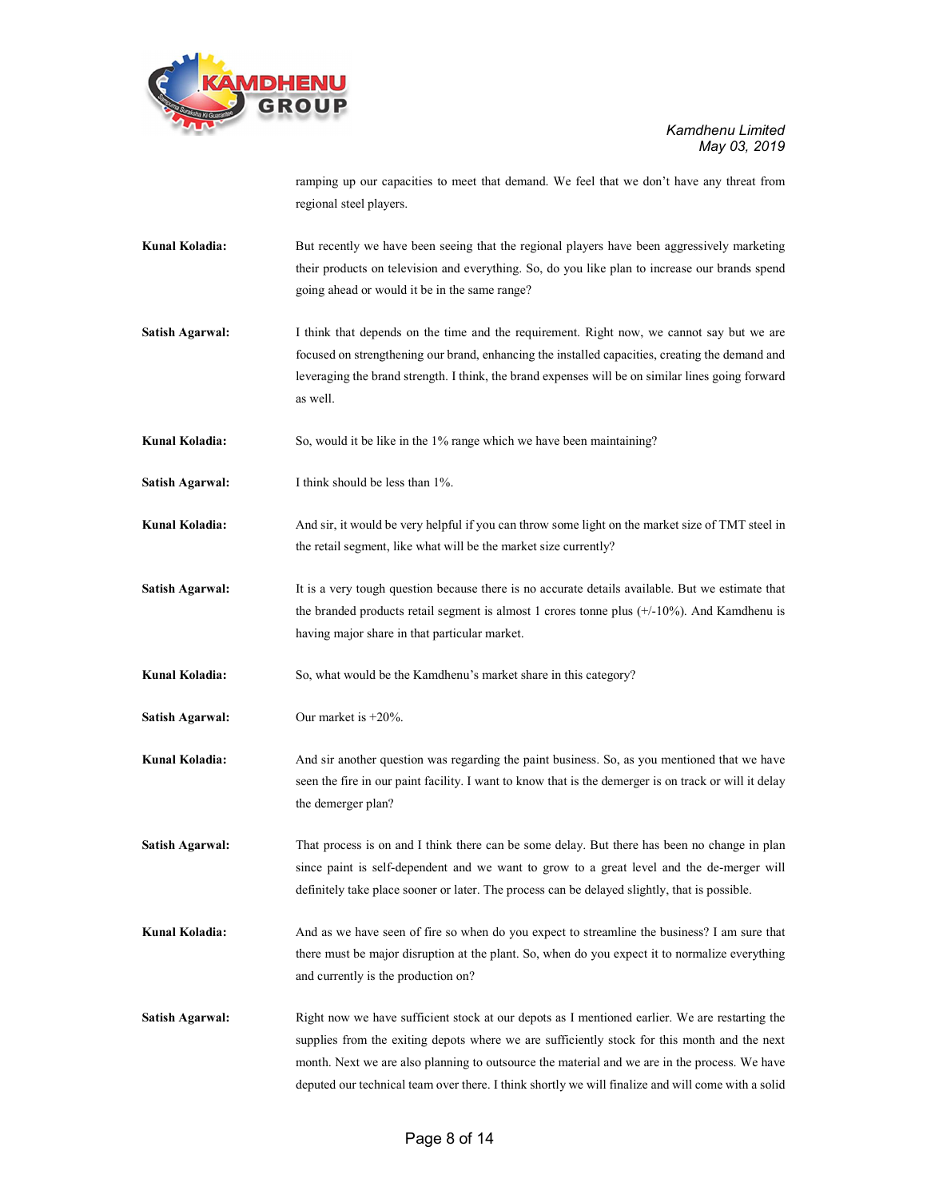ramping up our capacities to meet that demand. We feel that we don't have any threat from regional steel players.

**Kunal Koladia:** But recently we have been seeing that the regional players have been aggressively marketing their products on television and everything. So, do you like plan to increase our brands spend going ahead or would it be in the same range?

**Satish Agarwal:** I think that depends on the time and the requirement. Right now, we cannot say but we are focused on strengthening our brand, enhancing the installed capacities, creating the demand and leveraging the brand strength. I think, the brand expenses will be on similar lines going forward as well.

**Kunal Koladia:** So, would it be like in the 1% range which we have been maintaining?

**Satish Agarwal:** I think should be less than 1%.

**Kunal Koladia:** And sir, it would be very helpful if you can throw some light on the market size of TMT steel in the retail segment, like what will be the market size currently?

**Satish Agarwal:** It is a very tough question because there is no accurate details available. But we estimate that the branded products retail segment is almost 1 crores tonne plus (+/-10%). And Kamdhenu is having major share in that particular market.

**Kunal Koladia:** So, what would be the Kamdhenu's market share in this category?

**Satish Agarwal:** Our market is +20%.

**Kunal Koladia:** And sir another question was regarding the paint business. So, as you mentioned that we have seen the fire in our paint facility. I want to know that is the demerger is on track or will it delay the demerger plan?

**Satish Agarwal:** That process is on and I think there can be some delay. But there has been no change in plan since paint is self-dependent and we want to grow to a great level and the de-merger will definitely take place sooner or later. The process can be delayed slightly, that is possible.

**Kunal Koladia:** And as we have seen of fire so when do you expect to streamline the business? I am sure that there must be major disruption at the plant. So, when do you expect it to normalize everything and currently is the production on?

**Satish Agarwal:** Right now we have sufficient stock at our depots as I mentioned earlier. We are restarting the supplies from the exiting depots where we are sufficiently stock for this month and the next month. Next we are also planning to outsource the material and we are in the process. We have deputed our technical team over there. I think shortly we will finalize and will come with a solid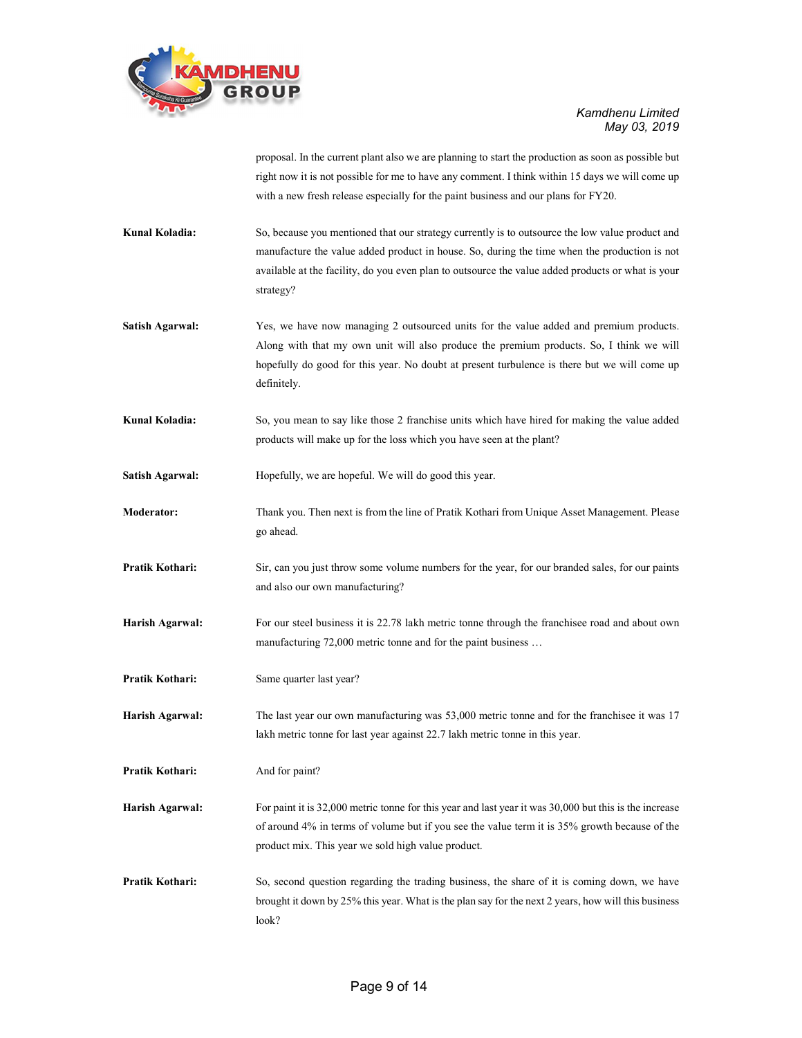proposal. In the current plant also we are planning to start the production as soon as possible but right now it is not possible for me to have any comment. I think within 15 days we will come up with a new fresh release especially for the paint business and our plans for FY20.

**Kunal Koladia:** So, because you mentioned that our strategy currently is to outsource the low value product and manufacture the value added product in house. So, during the time when the production is not available at the facility, do you even plan to outsource the value added products or what is your strategy?

**Satish Agarwal:** Yes, we have now managing 2 outsourced units for the value added and premium products. Along with that my own unit will also produce the premium products. So, I think we will hopefully do good for this year. No doubt at present turbulence is there but we will come up definitely.

**Kunal Koladia:** So, you mean to say like those 2 franchise units which have hired for making the value added products will make up for the loss which you have seen at the plant?

**Satish Agarwal:** Hopefully, we are hopeful. We will do good this year.

**Moderator:** Thank you. Then next is from the line of Pratik Kothari from Unique Asset Management. Please go ahead.

**Pratik Kothari:** Sir, can you just throw some volume numbers for the year, for our branded sales, for our paints and also our own manufacturing?

**Harish Agarwal:** For our steel business it is 22.78 lakh metric tonne through the franchisee road and about own manufacturing 72,000 metric tonne and for the paint business …

**Pratik Kothari:** Same quarter last year?

**Harish Agarwal:** The last year our own manufacturing was 53,000 metric tonne and for the franchisee it was 17 lakh metric tonne for last year against 22.7 lakh metric tonne in this year.

**Pratik Kothari:** And for paint?

**Harish Agarwal:** For paint it is 32,000 metric tonne for this year and last year it was 30,000 but this is the increase of around 4% in terms of volume but if you see the value term it is 35% growth because of the product mix. This year we sold high value product.

**Pratik Kothari:** So, second question regarding the trading business, the share of it is coming down, we have brought it down by 25% this year. What is the plan say for the next 2 years, how will this business look?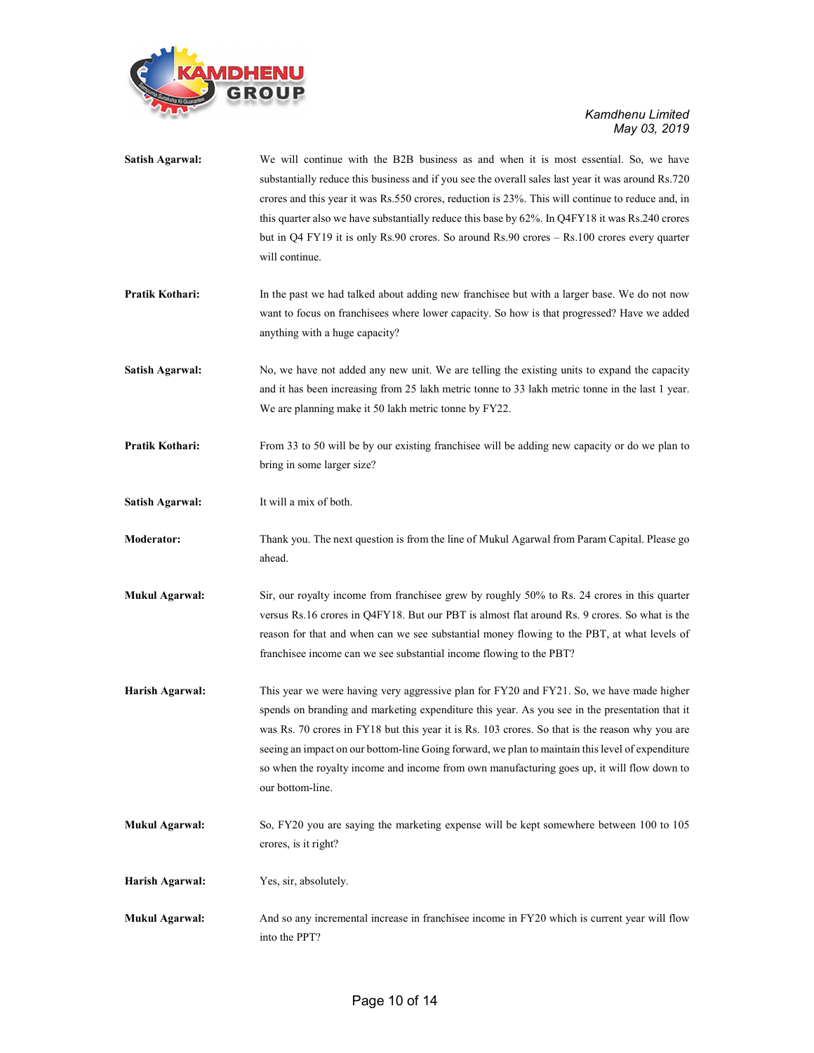**Satish Agarwal:** We will continue with the B2B business as and when it is most essential. So, we have substantially reduce this business and if you see the overall sales last year it was around Rs.720 crores and this year it was Rs.550 crores, reduction is 23%. This will continue to reduce and, in this quarter also we have substantially reduce this base by 62%. In Q4FY18 it was Rs.240 crores but in Q4 FY19 it is only Rs.90 crores. So around Rs.90 crores – Rs.100 crores every quarter will continue.

**Pratik Kothari:** In the past we had talked about adding new franchisee but with a larger base. We do not now want to focus on franchisees where lower capacity. So how is that progressed? Have we added anything with a huge capacity?

**Satish Agarwal:** No, we have not added any new unit. We are telling the existing units to expand the capacity and it has been increasing from 25 lakh metric tonne to 33 lakh metric tonne in the last 1 year. We are planning make it 50 lakh metric tonne by FY22.

**Pratik Kothari:** From 33 to 50 will be by our existing franchisee will be adding new capacity or do we plan to bring in some larger size?

**Satish Agarwal:** It will a mix of both.

**Moderator:** Thank you. The next question is from the line of Mukul Agarwal from Param Capital. Please go ahead.

**Mukul Agarwal:** Sir, our royalty income from franchisee grew by roughly 50% to Rs. 24 crores in this quarter versus Rs.16 crores in Q4FY18. But our PBT is almost flat around Rs. 9 crores. So what is the reason for that and when can we see substantial money flowing to the PBT, at what levels of franchisee income can we see substantial income flowing to the PBT?

**Harish Agarwal:** This year we were having very aggressive plan for FY20 and FY21. So, we have made higher spends on branding and marketing expenditure this year. As you see in the presentation that it was Rs. 70 crores in FY18 but this year it is Rs. 103 crores. So that is the reason why you are seeing an impact on our bottom-line Going forward, we plan to maintain this level of expenditure so when the royalty income and income from own manufacturing goes up, it will flow down to our bottom-line.

**Mukul Agarwal:** So, FY20 you are saying the marketing expense will be kept somewhere between 100 to 105 crores, is it right?

**Harish Agarwal:** Yes, sir, absolutely.

**Mukul Agarwal:** And so any incremental increase in franchisee income in FY20 which is current year will flow into the PPT?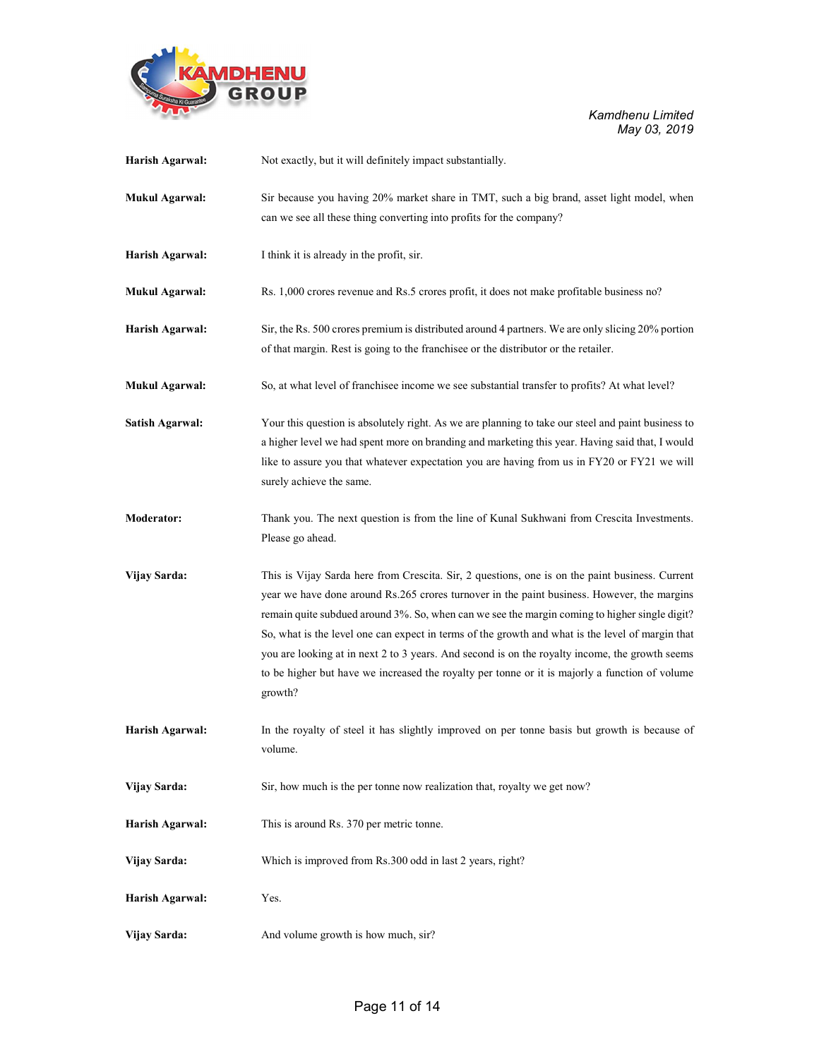**Harish Agarwal:** Not exactly, but it will definitely impact substantially.

**Mukul Agarwal:** Sir because you having 20% market share in TMT, such a big brand, asset light model, when can we see all these thing converting into profits for the company?

**Harish Agarwal:** I think it is already in the profit, sir.

**Mukul Agarwal:** Rs. 1,000 crores revenue and Rs.5 crores profit, it does not make profitable business no?

**Harish Agarwal:** Sir, the Rs. 500 crores premium is distributed around 4 partners. We are only slicing 20% portion of that margin. Rest is going to the franchisee or the distributor or the retailer.

**Mukul Agarwal:** So, at what level of franchisee income we see substantial transfer to profits? At what level?

**Satish Agarwal:** Your this question is absolutely right. As we are planning to take our steel and paint business to a higher level we had spent more on branding and marketing this year. Having said that, I would like to assure you that whatever expectation you are having from us in FY20 or FY21 we will surely achieve the same.

**Moderator:** Thank you. The next question is from the line of Kunal Sukhwani from Crescita Investments. Please go ahead.

**Vijay Sarda:** This is Vijay Sarda here from Crescita. Sir, 2 questions, one is on the paint business. Current year we have done around Rs.265 crores turnover in the paint business. However, the margins remain quite subdued around 3%. So, when can we see the margin coming to higher single digit? So, what is the level one can expect in terms of the growth and what is the level of margin that you are looking at in next 2 to 3 years. And second is on the royalty income, the growth seems to be higher but have we increased the royalty per tonne or it is majorly a function of volume growth?

**Harish Agarwal:** In the royalty of steel it has slightly improved on per tonne basis but growth is because of volume.

**Vijay Sarda:** Sir, how much is the per tonne now realization that, royalty we get now?

**Harish Agarwal:** This is around Rs. 370 per metric tonne.

**Vijay Sarda:** Which is improved from Rs.300 odd in last 2 years, right?

**Harish Agarwal:** Yes.

**Vijay Sarda:** And volume growth is how much, sir?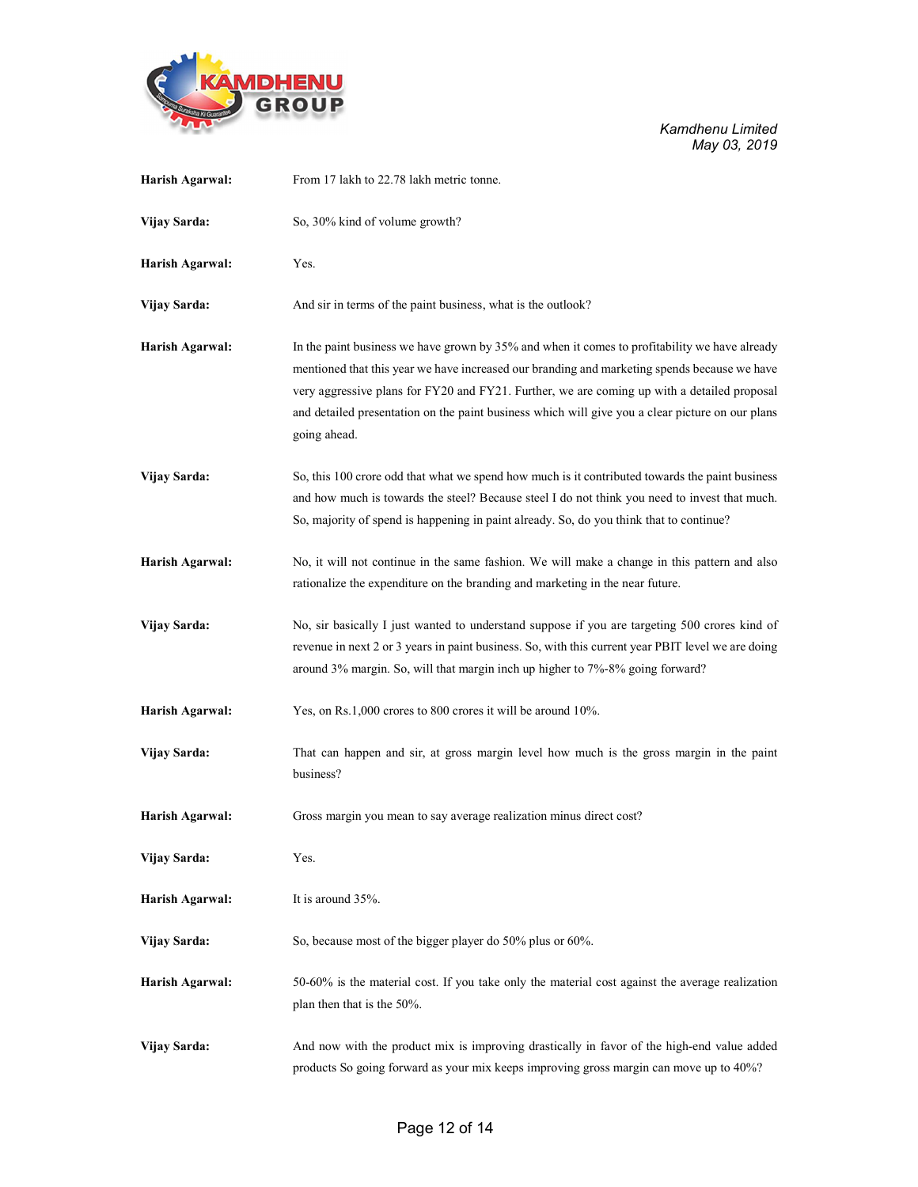**Harish Agarwal:** From 17 lakh to 22.78 lakh metric tonne.

**Vijay Sarda:** So, 30% kind of volume growth?

**Harish Agarwal:** Yes.

**Vijay Sarda:** And sir in terms of the paint business, what is the outlook?

**Harish Agarwal:** In the paint business we have grown by 35% and when it comes to profitability we have already mentioned that this year we have increased our branding and marketing spends because we have very aggressive plans for FY20 and FY21. Further, we are coming up with a detailed proposal and detailed presentation on the paint business which will give you a clear picture on our plans going ahead.

**Vijay Sarda:** So, this 100 crore odd that what we spend how much is it contributed towards the paint business and how much is towards the steel? Because steel I do not think you need to invest that much. So, majority of spend is happening in paint already. So, do you think that to continue?

**Harish Agarwal:** No, it will not continue in the same fashion. We will make a change in this pattern and also rationalize the expenditure on the branding and marketing in the near future.

**Vijay Sarda:** No, sir basically I just wanted to understand suppose if you are targeting 500 crores kind of revenue in next 2 or 3 years in paint business. So, with this current year PBIT level we are doing around 3% margin. So, will that margin inch up higher to 7%-8% going forward?

**Harish Agarwal:** Yes, on Rs.1,000 crores to 800 crores it will be around 10%.

**Vijay Sarda:** That can happen and sir, at gross margin level how much is the gross margin in the paint business?

**Harish Agarwal:** Gross margin you mean to say average realization minus direct cost?

**Vijay Sarda:** Yes.

**Harish Agarwal:** It is around 35%.

**Vijay Sarda:** So, because most of the bigger player do 50% plus or 60%.

**Harish Agarwal:** 50-60% is the material cost. If you take only the material cost against the average realization plan then that is the 50%.

**Vijay Sarda:** And now with the product mix is improving drastically in favor of the high-end value added products So going forward as your mix keeps improving gross margin can move up to 40%?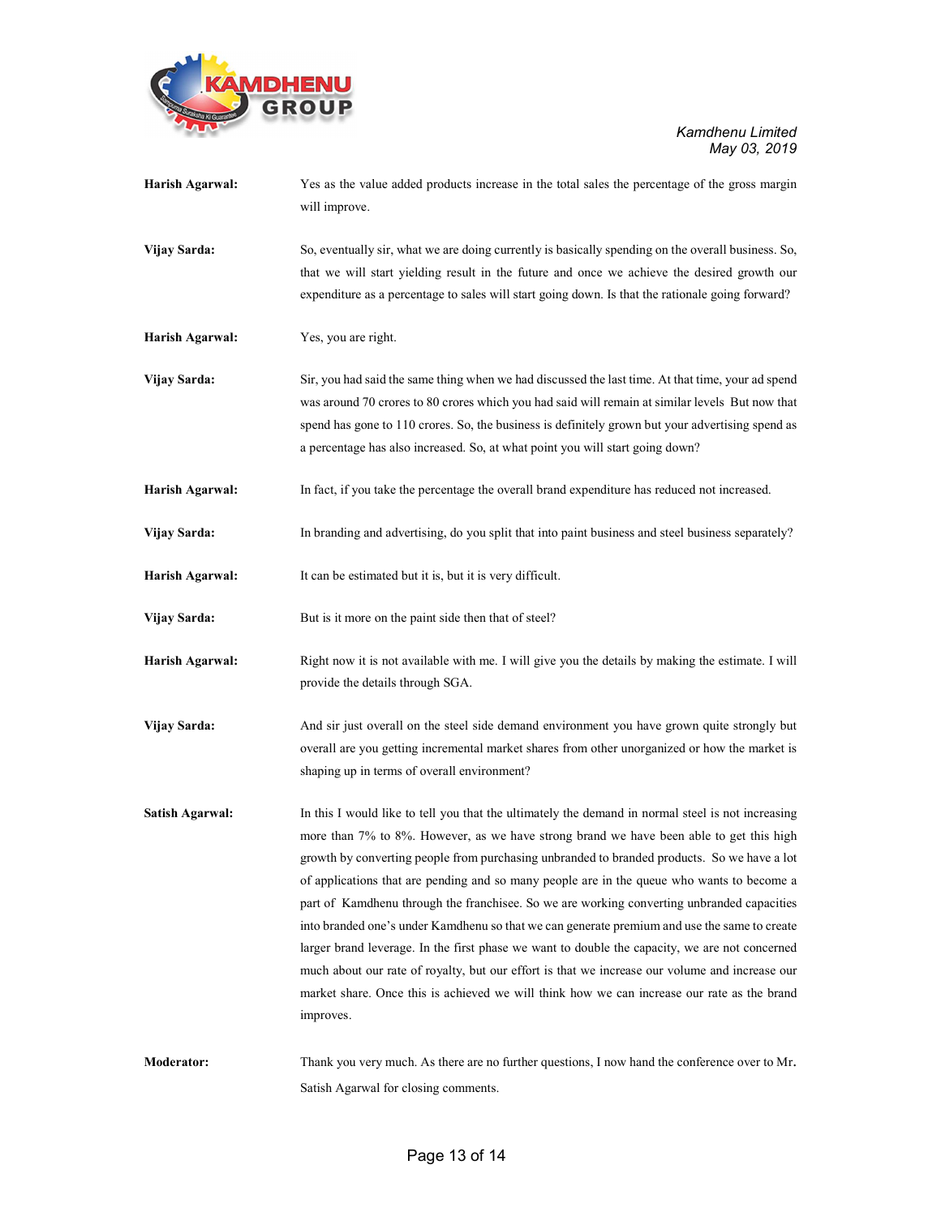**Harish Agarwal:** Yes as the value added products increase in the total sales the percentage of the gross margin will improve.

**Vijay Sarda:** So, eventually sir, what we are doing currently is basically spending on the overall business. So, that we will start yielding result in the future and once we achieve the desired growth our expenditure as a percentage to sales will start going down. Is that the rationale going forward?

**Harish Agarwal:** Yes, you are right.

**Vijay Sarda:** Sir, you had said the same thing when we had discussed the last time. At that time, your ad spend was around 70 crores to 80 crores which you had said will remain at similar levels But now that spend has gone to 110 crores. So, the business is definitely grown but your advertising spend as a percentage has also increased. So, at what point you will start going down?

**Harish Agarwal:** In fact, if you take the percentage the overall brand expenditure has reduced not increased.

**Vijay Sarda:** In branding and advertising, do you split that into paint business and steel business separately?

**Harish Agarwal:** It can be estimated but it is, but it is very difficult.

**Vijay Sarda:** But is it more on the paint side then that of steel?

**Harish Agarwal:** Right now it is not available with me. I will give you the details by making the estimate. I will provide the details through SGA.

**Vijay Sarda:** And sir just overall on the steel side demand environment you have grown quite strongly but overall are you getting incremental market shares from other unorganized or how the market is shaping up in terms of overall environment?

**Satish Agarwal:** In this I would like to tell you that the ultimately the demand in normal steel is not increasing more than 7% to 8%. However, as we have strong brand we have been able to get this high growth by converting people from purchasing unbranded to branded products. So we have a lot of applications that are pending and so many people are in the queue who wants to become a part of Kamdhenu through the franchisee. So we are working converting unbranded capacities into branded one's under Kamdhenu so that we can generate premium and use the same to create larger brand leverage. In the first phase we want to double the capacity, we are not concerned much about our rate of royalty, but our effort is that we increase our volume and increase our market share. Once this is achieved we will think how we can increase our rate as the brand improves.

**Moderator:** Thank you very much. As there are no further questions, I now hand the conference over to Mr. Satish Agarwal for closing comments.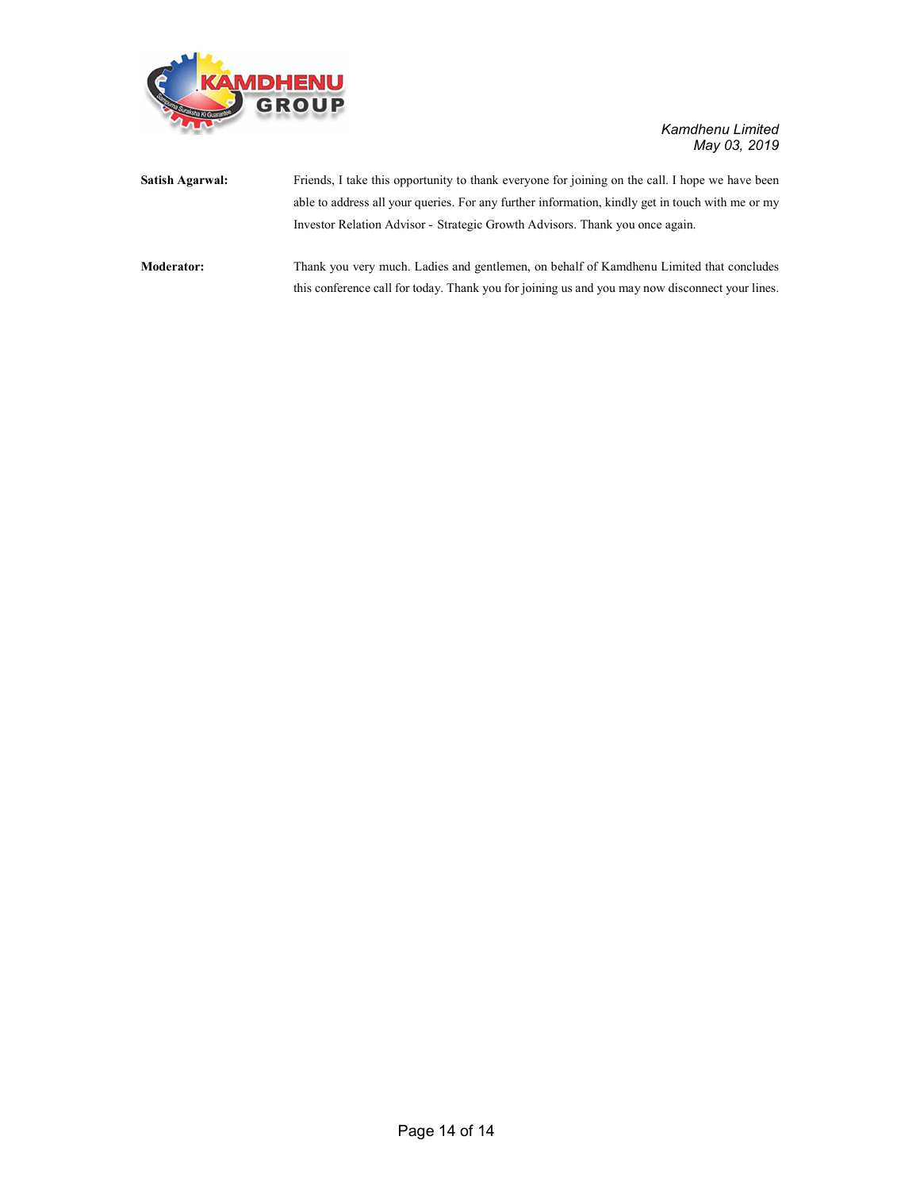**Satish Agarwal:** Friends, I take this opportunity to thank everyone for joining on the call. I hope we have been able to address all your queries. For any further information, kindly get in touch with me or my Investor Relation Advisor - Strategic Growth Advisors. Thank you once again.

**Moderator:** Thank you very much. Ladies and gentlemen, on behalf of Kamdhenu Limited that concludes this conference call for today. Thank you for joining us and you may now disconnect your lines.